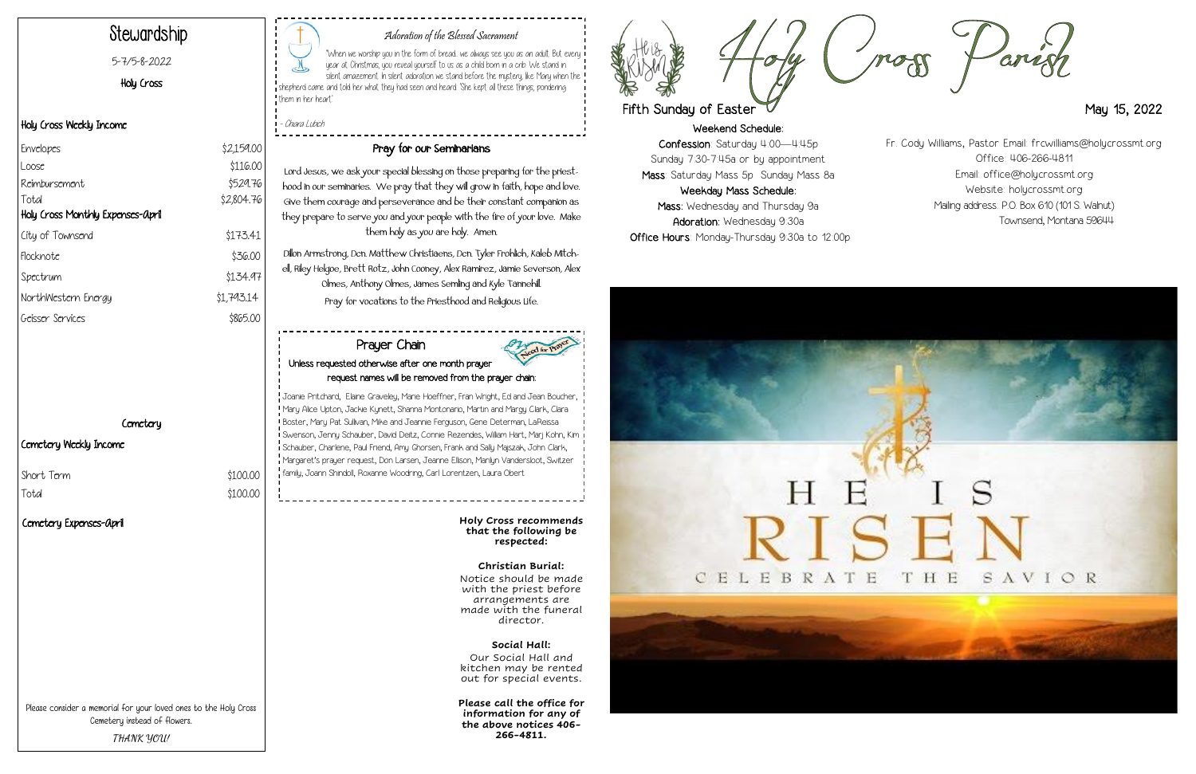# Stewardship

5-7/5-8-2022

Holy Cross

### Holy Cross Weekly Income

| | |
|---|---|
| Envelopes | $2,159.00 |
| Loose | $116.00 |
| Reimbursement | $529.76 |
| Total | $2,804.76 |

### Holy Cross Monthly Expenses-April

| | |
|---|---|
| City of Townsend | $173.41 |
| Flocknote | $36.00 |
| Spectrum | $134.97 |
| NorthWestern Energy | $1,743.14 |
| Geisser Services | $865.00 |

### Cemetery

#### Cemetery Weekly Income

| | |
|---|---|
| Short Term | $100.00 |
| Total | $100.00 |

#### Cemetery Expenses-April

Please consider a memorial for your loved ones to the Holy Cross Cemetery instead of flowers.

*THANK YOU!*

## *Adoration of the Blessed Sacrament*

"When we worship you in the form of bread, we always see you as an adult. But every year at Christmas, you reveal yourself to us as a child born in a crib. We stand in silent amazement. In silent adoration we stand before the mystery, like Mary when the shepherds came and told her what they had seen and heard. 'She kept all these things, pondering them in her heart.'"

- Chiara Lubich

## Pray for our Seminarians

Lord Jesus, we ask your special blessing on those preparing for the priesthood in our seminaries. We pray that they will grow in faith, hope and love. Give them courage and perseverance and be their constant companion as they prepare to serve you and your people with the fire of your love. Make them holy as you are holy. Amen.

Dillon Armstrong, Dcn. Matthew Christiaens, Dcn. Tyler Frohlich, Kaleb Mitchell, Riley Helgoe, Brett Rotz, John Cooney, Alex Ramirez, Jamie Severson, Alex Olmes, Anthony Olmes, James Semling and Kyle Tannehill.

Pray for vocations to the Priesthood and Religious Life.

## Prayer Chain

Unless requested otherwise after one month prayer request names will be removed from the prayer chain:

Joanie Pritchard, Elaine Graveley, Marie Hoeffner, Fran Wright, Ed and Jean Boucher, Mary Alice Upton, Jackie Kynett, Shanna Montonario, Martin and Margy Clark, Clara Boster, Mary Pat Sullivan, Mike and Jeannie Ferguson, Gene Determan, LaReissa Swenson, Jenny Schauber, David Deitz, Connie Rezendes, William Hart, Marj Kohn, Kim Schauber, Charlene, Paul Friend, Amy Ghorsen, Frank and Sally Majszak, John Clark, Margaret's prayer request, Don Larsen, Jeanne Ellison, Marilyn Vandersloot, Switzer family, Joann Shindoll, Roxanne Woodring, Carl Lorentzen, Laura Obert

**Holy Cross recommends that the following be respected:**

**Christian Burial:**
Notice should be made with the priest before arrangements are made with the funeral director.

**Social Hall:**
Our Social Hall and kitchen may be rented out for special events.

**Please call the office for information for any of the above notices 406-266-4811.**

# Holy Cross Parish

**Fifth Sunday of Easter** — May 15, 2022

**Weekend Schedule:**
**Confession**: Saturday 4:00—4:45p
Sunday 7:30-7:45a or by appointment
**Mass**: Saturday Mass 5p Sunday Mass 8a
**Weekday Mass Schedule:**
**Mass**: Wednesday and Thursday 9a
**Adoration**: Wednesday 9:30a
**Office Hours**: Monday-Thursday 9:30a to 12:00p

Fr. Cody Williams, Pastor Email: frcwilliams@holycrossmt.org
Office: 406-266-4811
Email: office@holycrossmt.org
Website: holycrossmt.org
Mailing address: P.O. Box 610 (101 S. Walnut)
Townsend, Montana 59644

HE IS RISEN
CELEBRATE THE SAVIOR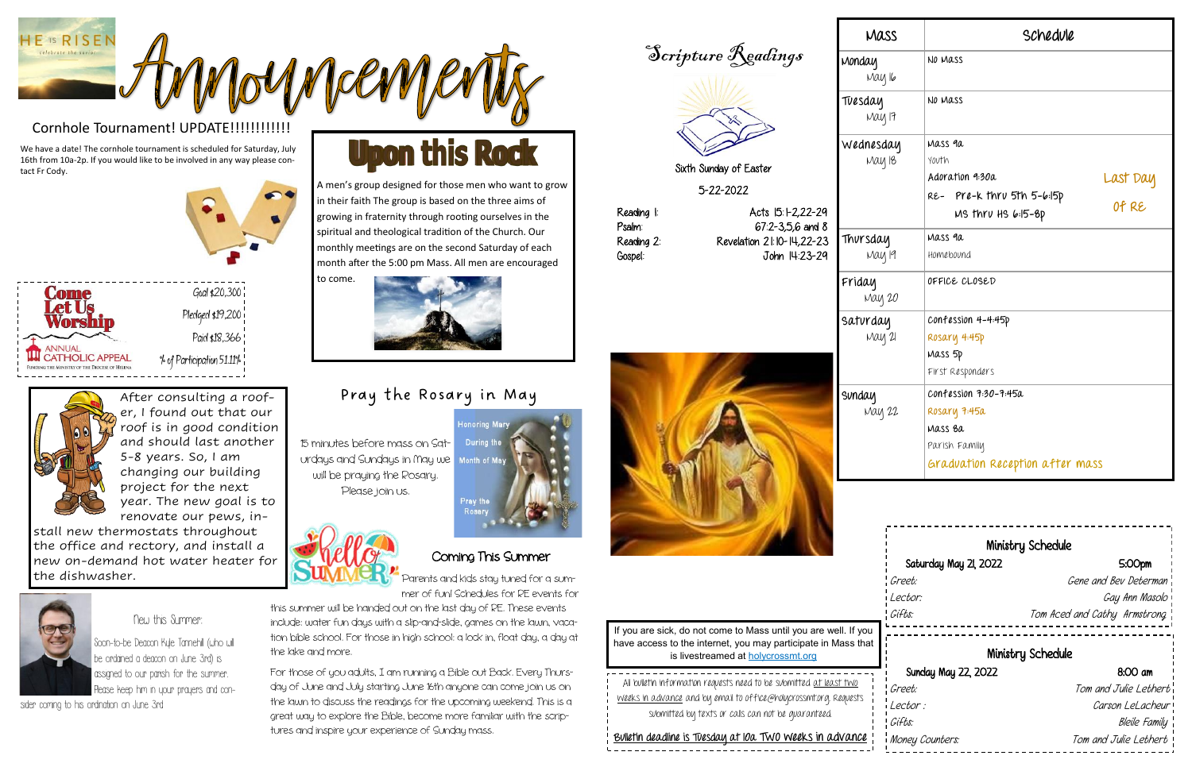# Announcements

HE IS RISEN
celebrate the savior

## Cornhole Tournament! UPDATE!!!!!!!!!!!!

We have a date! The cornhole tournament is scheduled for Saturday, July 16th from 10a-2p. If you would like to be involved in any way please contact Fr Cody.

## Come Let Us Worship

ANNUAL CATHOLIC APPEAL
FUNDING THE MINISTRY OF THE DIOCESE OF HELENA

Goal $20,300
Pledged $19,200
Paid $18,366
% of Participation 51.11%

After consulting a roofer, I found out that our roof is in good condition and should last another 5-8 years. So, I am changing our building project for the next year. The new goal is to renovate our pews, install new thermostats throughout the office and rectory, and install a new on-demand hot water heater for the dishwasher.

### New this Summer:

Soon-to-be Deacon Kyle Tomehil (who will be ordained a deacon on June 3rd) is assigned to our parish for the summer. Please keep him in your prayers and consider coming to his ordination on June 3rd

## Upon this Rock

A men's group designed for those men who want to grow in their faith The group is based on the three aims of growing in fraternity through rooting ourselves in the spiritual and theological tradition of the Church. Our monthly meetings are on the second Saturday of each month after the 5:00 pm Mass. All men are encouraged to come.

## Pray the Rosary in May

15 minutes before mass on Saturdays and Sundays in May we will be praying the Rosary. Please join us.

Honoring Mary During the Month of May

Pray the Rosary

## Coming This Summer

hello Summer

Parents and kids stay tuned for a summer of fun! Schedules for RE events for this summer will be handed out on the last day of RE. These events include: water fun days with a slip-and-slide, games on the lawn, vacation bible school. For those in high school: a lock in, float day, a day at the lake and more.

For those of you adults, I am running a Bible out Back. Every Thursday of June and July starting June 16th anyone can come join us on the lawn to discuss the readings for the upcoming weekend. This is a great way to explore the Bible, become more familiar with the scriptures and inspire your experience of Sunday mass.

## Scripture Readings

Sixth Sunday of Easter

5-22-2022

| | |
|---|---|
| Reading 1: | Acts 15:1-2,22-29 |
| Psalm: | 67:2-3,5,6 and 8 |
| Reading 2: | Revelation 21:10-14,22-23 |
| Gospel: | John 14:23-29 |

If you are sick, do not come to Mass until you are well. If you have access to the internet, you may participate in Mass that is livestreamed at holycrossmt.org

All bulletin information requests need to be submitted at least two weeks in advance and by email to office@holycrossmt.org. Requests submitted by texts or calls can not be guaranteed.

Bulletin deadline is Tuesday at 10a. TWO weeks in advance

| Mass | Schedule |
|---|---|
| Monday May 16 | No Mass |
| Tuesday May 17 | No Mass |
| Wednesday May 18 | Mass 9a<br>Youth<br>Adoration 9:30a<br>RE- Pre-K thru 5th 5-6:15p<br>MS thru HS 6:15-8p<br>Last Day of RE |
| Thursday May 19 | Mass 9a<br>Homebound |
| Friday May 20 | OFFICE CLOSED |
| Saturday May 21 | Confession 4-4:45p<br>Rosary 4:45p<br>Mass 5p<br>First Responders |
| Sunday May 22 | Confession 7:30-7:45a<br>Rosary 7:45a<br>Mass 8a<br>Parish Family<br>Graduation Reception after mass |

### Ministry Schedule

| Saturday May 21, 2022 | 5:00pm |
|---|---|
| Greet: | Gene and Bev Determan |
| Lector: | Gay Ann Masolo |
| Gifts: | Tom Aced and Cabby Armstrong |

### Ministry Schedule

| Sunday May 22, 2022 | 8:00 am |
|---|---|
| Greet: | Tom and Julie Lethert |
| Lector : | Carson LeLacheur |
| Gifts: | Bleile Family |
| Money Counters: | Tom and Julie Lethert |